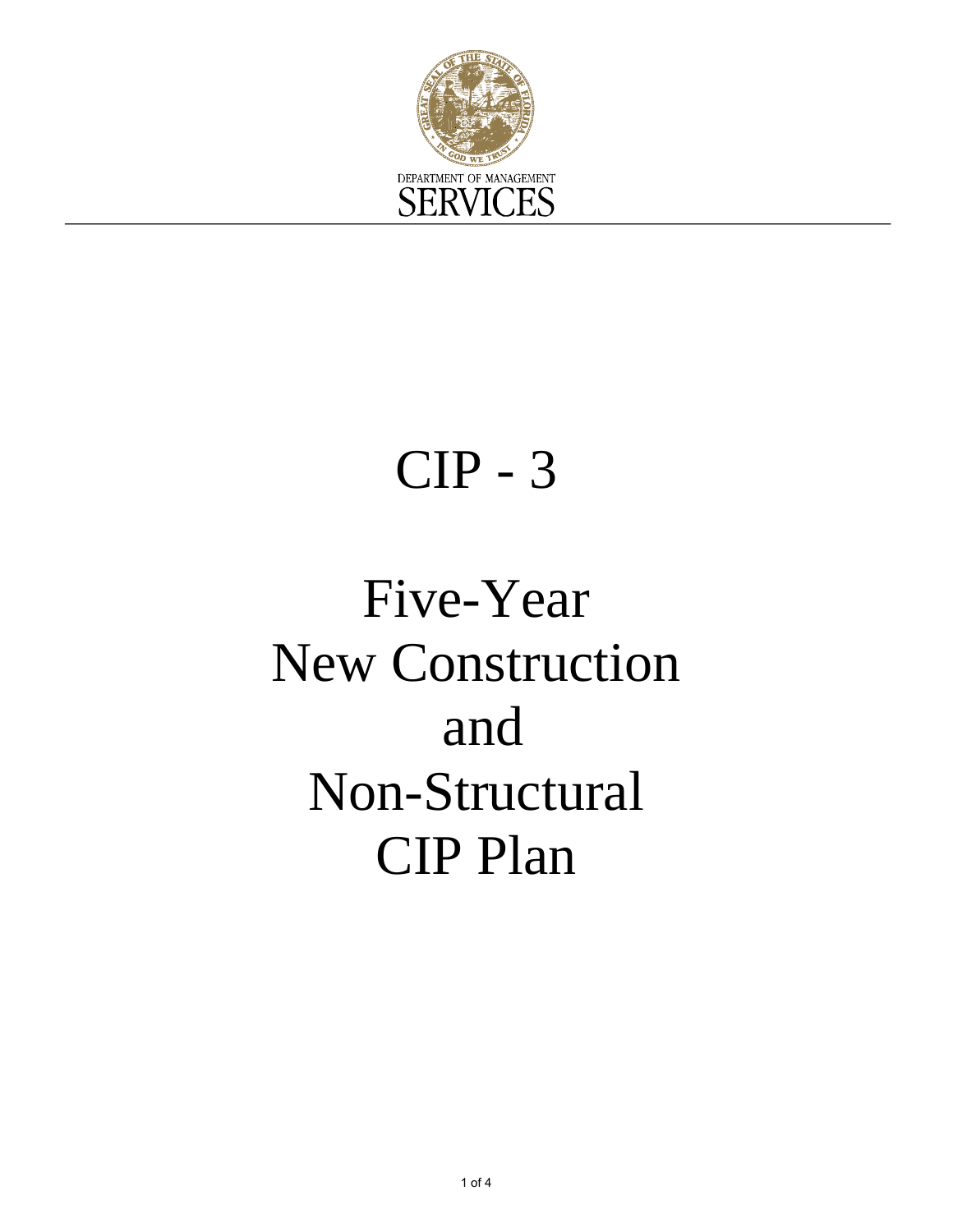DEPARTMENT OF MANAGEMENT

SERVICES

# CIP - 3

# Five-Year New Construction and Non-Structural CIP Plan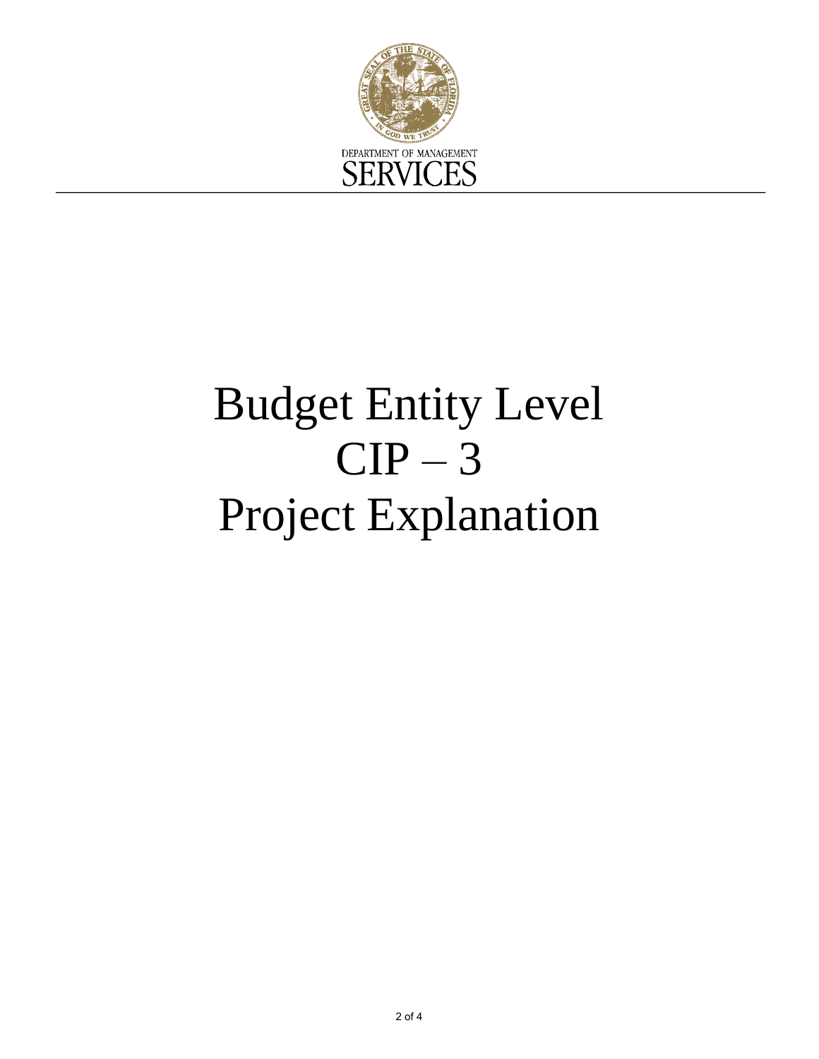DEPARTMENT OF MANAGEMENT

SERVICES

# Budget Entity Level
# CIP – 3
# Project Explanation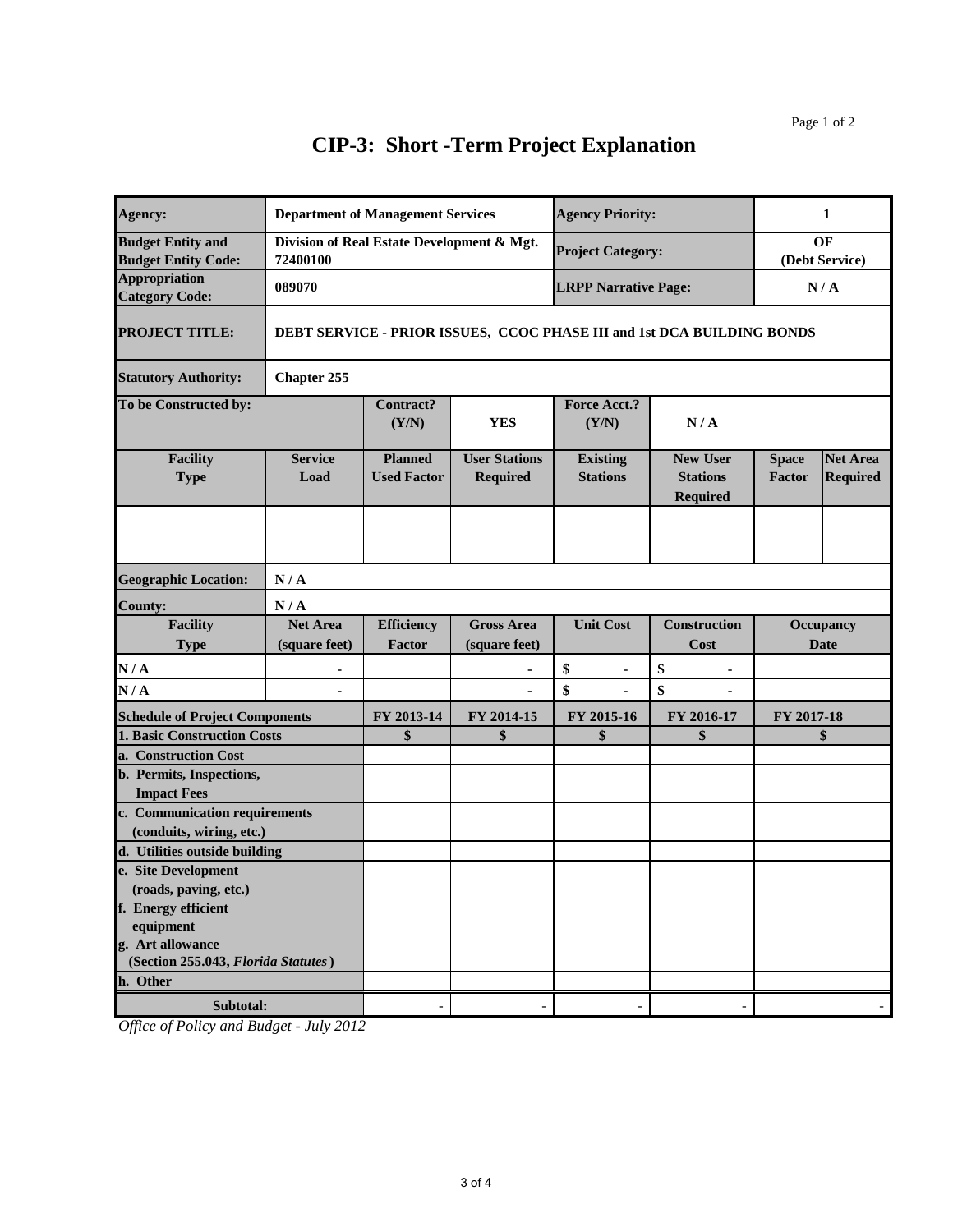# CIP-3: Short -Term Project Explanation

| | | | | | | | |
|---|---|---|---|---|---|---|---|
| **Agency:** | **Department of Management Services** | | | **Agency Priority:** | | **1** | |
| **Budget Entity and Budget Entity Code:** | **Division of Real Estate Development & Mgt. 72400100** | | | **Project Category:** | | **OF (Debt Service)** | |
| **Appropriation Category Code:** | **089070** | | | **LRPP Narrative Page:** | | **N / A** | |
| **PROJECT TITLE:** | **DEBT SERVICE - PRIOR ISSUES, CCOC PHASE III and 1st DCA BUILDING BONDS** | | | | | | |
| **Statutory Authority:** | **Chapter 255** | | | | | | |
| **To be Constructed by:** | | **Contract? (Y/N)** | **YES** | **Force Acct.? (Y/N)** | **N / A** | | |
| **Facility Type** | **Service Load** | **Planned Used Factor** | **User Stations Required** | **Existing Stations** | **New User Stations Required** | **Space Factor** | **Net Area Required** |
| | | | | | | | |

| | | | | | | |
|---|---|---|---|---|---|---|
| **Geographic Location:** | **N / A** | | | | | |
| **County:** | **N / A** | | | | | |
| **Facility Type** | **Net Area (square feet)** | **Efficiency Factor** | **Gross Area (square feet)** | **Unit Cost** | **Construction Cost** | **Occupancy Date** |
| **N / A** | - | | - | $ - | $ - | |
| **N / A** | - | | - | $ - | $ - | |

| **Schedule of Project Components** | **FY 2013-14** | **FY 2014-15** | **FY 2015-16** | **FY 2016-17** | **FY 2017-18** |
|---|---|---|---|---|---|
| **1. Basic Construction Costs** | **$** | **$** | **$** | **$** | **$** |
| **a. Construction Cost** | | | | | |
| **b. Permits, Inspections, Impact Fees** | | | | | |
| **c. Communication requirements (conduits, wiring, etc.)** | | | | | |
| **d. Utilities outside building** | | | | | |
| **e. Site Development (roads, paving, etc.)** | | | | | |
| **f. Energy efficient equipment** | | | | | |
| **g. Art allowance (Section 255.043, *Florida Statutes*)** | | | | | |
| **h. Other** | | | | | |
| **Subtotal:** | - | - | - | - | - |

*Office of Policy and Budget - July 2012*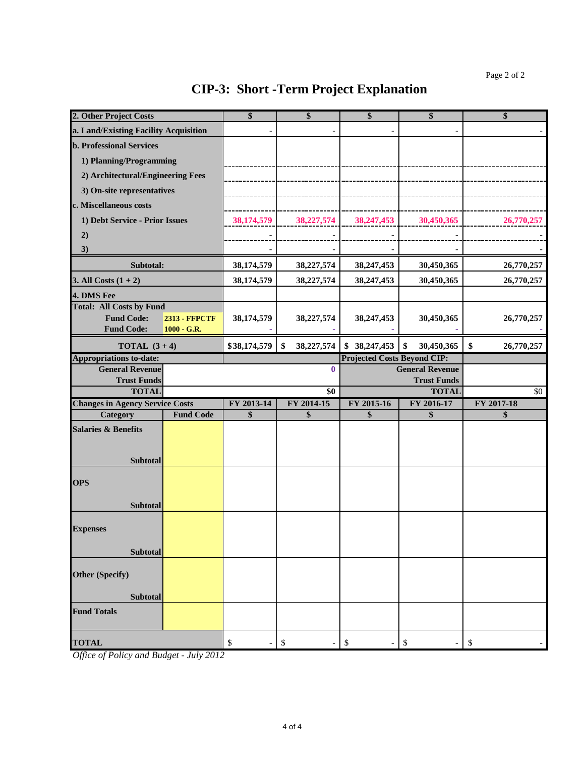Page 2 of 2

# CIP-3: Short -Term Project Explanation

| 2. Other Project Costs | | $ | $ | $ | $ | $ |
|---|---|---|---|---|---|---|
| a. Land/Existing Facility Acquisition | | - | - | - | - | - |
| b. Professional Services | | | | | | |
| 1) Planning/Programming | | | | | | |
| 2) Architectural/Engineering Fees | | | | | | |
| 3) On-site representatives | | | | | | |
| c. Miscellaneous costs | | | | | | |
| 1) Debt Service - Prior Issues | | 38,174,579 | 38,227,574 | 38,247,453 | 30,450,365 | 26,770,257 |
| 2) | | - | - | - | - | - |
| 3) | | - | - | - | - | - |
| Subtotal: | | 38,174,579 | 38,227,574 | 38,247,453 | 30,450,365 | 26,770,257 |
| 3. All Costs (1 + 2) | | 38,174,579 | 38,227,574 | 38,247,453 | 30,450,365 | 26,770,257 |
| 4. DMS Fee | | | | | | |
| Total: All Costs by Fund | | | | | | |
| Fund Code: | 2313 - FFPCTF | 38,174,579 | 38,227,574 | 38,247,453 | 30,450,365 | 26,770,257 |
| Fund Code: | 1000 - G.R. | - | - | - | - | - |
| TOTAL (3 + 4) | | $38,174,579 | $ 38,227,574 | $ 38,247,453 | $ 30,450,365 | $ 26,770,257 |

| Appropriations to-date: | | Projected Costs Beyond CIP: | |
|---|---|---|---|
| General Revenue | 0 | General Revenue | |
| Trust Funds | | Trust Funds | |
| TOTAL | $0 | TOTAL | $0 |

| Changes in Agency Service Costs | | FY 2013-14 | FY 2014-15 | FY 2015-16 | FY 2016-17 | FY 2017-18 |
|---|---|---|---|---|---|---|
| Category | Fund Code | $ | $ | $ | $ | $ |
| Salaries & Benefits | | | | | | |
| Subtotal | | | | | | |
| OPS | | | | | | |
| Subtotal | | | | | | |
| Expenses | | | | | | |
| Subtotal | | | | | | |
| Other (Specify) | | | | | | |
| Subtotal | | | | | | |
| Fund Totals | | | | | | |
| TOTAL | | $ - | $ - | $ - | $ - | $ - |

*Office of Policy and Budget - July 2012*